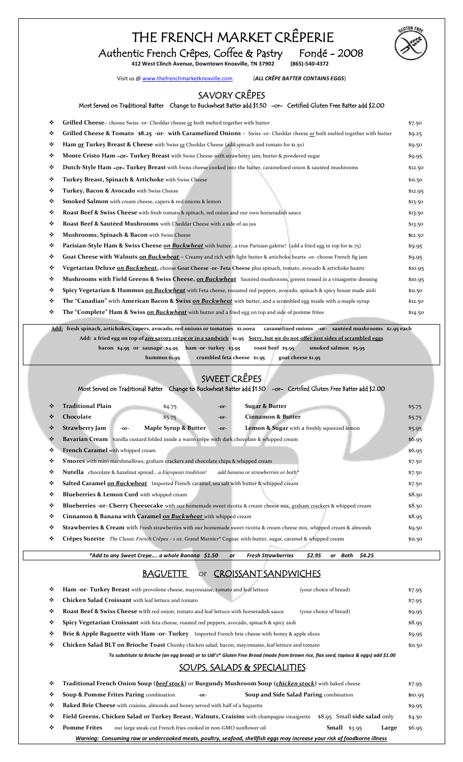# THE FRENCH MARKET CRÊPERIE

## Authentic French Crêpes, Coffee & Pastry   Fondé – 2008

**412 West Clinch Avenue, Downtown Knoxville, TN 37902   (865)-540-4372**

Visit us @ www.thefrenchmarketknoxville.com   (*ALL CRÊPE BATTER CONTAINS EGGS*)

## SAVORY CRÊPES

Most Served on Traditional Batter   Change to Buckwheat Batter add $1.50   -or-   Certified Gluten Free Batter add $2.00

- **Grilled Cheese**– choose Swiss -or- Cheddar cheese or both melted together with butter — $7.50
- **Grilled Cheese & Tomato $8.25 -or- with Caramelized Onions** – Swiss -or- Cheddar cheese or both melted together with butter — $9.25
- **Ham or Turkey Breast & Cheese** with Swiss or Cheddar Cheese (add spinach and tomato for $1.50) — $9.50
- **Monte Cristo Ham -or- Turkey Breast** with Swiss Cheese with strawberry jam, butter & powdered sugar — $9.95
- **Dutch-Style Ham -or- Turkey Breast** with Swiss cheese cooked into the batter, caramelized onion & sautéed mushrooms — $12.50
- **Turkey Breast, Spinach & Artichoke** with Swiss Cheese — $11.50
- **Turkey, Bacon & Avocado** with Swiss Cheese — $12.95
- **Smoked Salmon** with cream cheese, capers & red onions & lemon — $13.50
- **Roast Beef & Swiss Cheese** with fresh tomato & spinach, red onion and our own horseradish sauce — $13.50
- **Roast Beef & Sautéed Mushrooms** with Cheddar Cheese with a side of au jus — $13.50
- **Mushrooms, Spinach & Bacon** with Swiss Cheese — $12.50
- **Parisian-Style Ham & Swiss Cheese *on Buckwheat*** with butter…a true Parisian galette! (add a fried egg in top for $1.75) — $9.95
- **Goat Cheese with Walnuts *on Buckwheat*** – Creamy and rich with light butter & artichoke hearts -or- choose French fig jam — $9.95
- **Vegetarian Deluxe *on Buckwheat*,** choose **Goat Cheese -or- Feta Cheese** plus spinach, tomato, avocado & artichoke hearts — $10.95
- **Mushrooms with Field Greens & Swiss Cheese, *on Buckwheat*** Sautéed mushrooms, greens tossed in a vinaigrette dressing — $10.95
- **Spicy Vegetarian & Hummus *on Buckwheat*** with Feta cheese, rooasted red peppers, avocado, spinach & spicy house made aioli — $11.50
- **The "Canadian"** with **American Bacon & Swiss *on Buckwheat*** with butter, and a scrambled egg inside with a maple syrup — $12.50
- **The "Complete" Ham & Swiss *on Buckwheat*** with butter and a fried egg on top and side of pomme frites — $14.50

**Add: fresh spinach, artichokes, capers, avocado, red onions or tomatoes $1.00ea   caramelized onions -or- sautéed mushrooms $2.95 each**

**Add: a fried egg on top of any savory crêpe or in a sandwich $1.95   Sorry, but we do not offer just sides of scrambled eggs**

**bacon $4.95 or sausage $4.95   ham -or- turkey $3.95   roast beef $5.95   smoked salmon $5.95**

**hummus $1.95   crumbled feta cheese $1.95   goat cheese $1.95**

## SWEET CRÊPES

Most Served on Traditional Batter   Change to Buckwheat Batter add $1.50   -or-   Certified Gluten Free Batter add $2.00

- **Traditional Plain** $4.75 -or- **Sugar & Butter** — $5.75
- **Chocolate** $5.75 -or- **Cinnamon & Butter** — $5.75
- **Strawberry Jam** -or- **Maple Syrup & Butter** -or- **Lemon & Sugar** with a freshly squeezed lemon — $5.95
- **Bavarian Cream** vanilla custard folded inside a warm crêpe with dark chocolate & whipped cream — $6.95
- **French Caramel** with whipped cream — $6.95
- **S'mores** with mini marshmallows, graham crackers and chocolate chips & whipped cream — $7.50
- **Nutella** chocolate & hazelnut spread… *a European tradition!*   *add banana or strawberries or both** — $7.50
- **Salted Caramel *on Buckwheat*** Imported French caramel, sea salt with butter & whipped cream — $7.50
- **Blueberries & Lemon Curd** with whipped cream — $8.50
- **Blueberries -or- Cherry Cheesecake** with our homemade sweet ricotta & cream cheese mix, graham crackers & whipped cream — $8.50
- **Cinnamon & Banana with Caramel *on Buckwheat*** with whipped cream — $8.95
- **Strawberries & Cream** with Fresh strawberries with our homemade sweet ricotta & cream cheese mix, whipped cream & almonds — $9.50
- **Crêpes Suzette** *The Classic French Crêpes* – 1 oz. Grand Marnier® Cognac with butter, sugar, caramel & whipped cream — $11.50

****Add to any Sweet Crepe…. a whole Banana $1.50   or   Fresh Strawberries $2.95   or Both $4.25***

## BAGUETTE or CROISSANT SANDWICHES

- **Ham -or- Turkey Breast** with provolone cheese, mayonnaise, tomato and leaf lettuce (your choice of bread) — $7.95
- **Chicken Salad Croissant** with leaf lettuce and tomato — $7.95
- **Roast Beef & Swiss Cheese** with red onion, tomato and leaf lettuce with horseradish sauce (your choice of bread) — $9.95
- **Spicy Vegetarian Croissant** with feta cheese, roasted red peppers, avocado, spinach & spicy aioli — $8.95
- **Brie & Apple Baguette with Ham -or- Turkey** Imported French brie cheese with honey & apple slices — $9.95
- **Chicken Salad BLT on Brioche Toast** Chunky chicken salad, bacon, mayonnaise, leaf lettuce and tomato — $11.50

*To substitute to Brioche (an egg bread) or to Udi's® Gluten Free Bread (made from brown rice, flax seed, tapioca & eggs) add $1.00*

## SOUPS, SALADS & SPECIALITIES

- **Traditional French Onion Soup (*beef stock*)** or **Burgundy Mushroom Soup (*chicken stock*)** with baked cheese — $7.95
- **Soup & Pomme Frites Paring** combination -or- **Soup and Side Salad Paring** combination — $10.95
- **Baked Brie Cheese** with craisins, almonds and honey served with half of a baguette — $9.95
- **Field Greens, Chicken Salad or Turkey Breast, Walnuts, Craisins** with champagne vinaigrette $8.95 Small **side salad** only — $4.50
- **Pomme Frites** our large steak-cut French fries cooked in non-GMO sunflower oil — **Small** $3.95 — **Large** $6.95

***Warning: Consuming raw or undercooked meats, poultry, seafood, shellfish eggs may increase your risk of foodborne illness***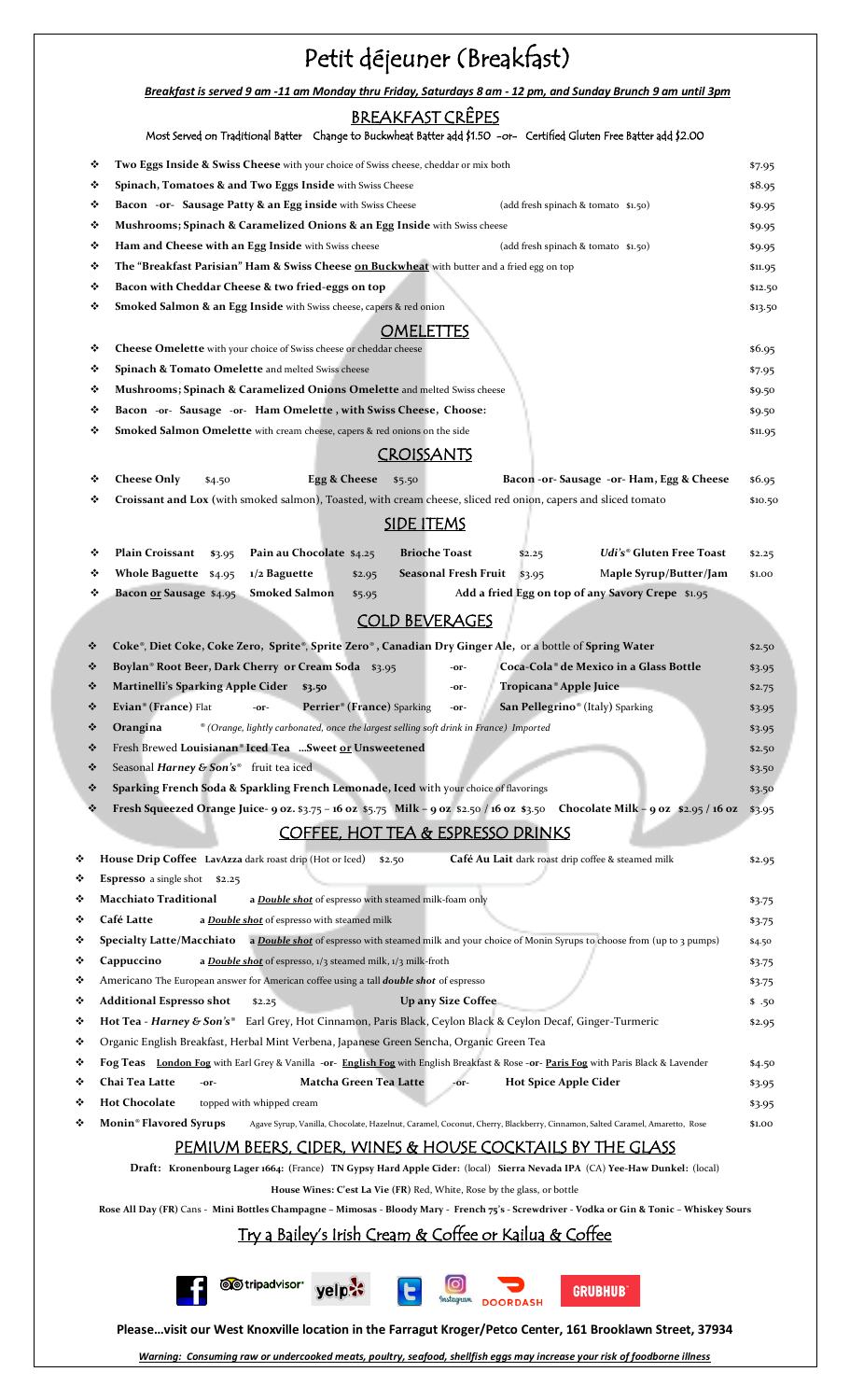# Petit déjeuner (Breakfast)

***Breakfast is served 9 am -11 am Monday thru Friday, Saturdays 8 am - 12 pm, and Sunday Brunch 9 am until 3pm***

## BREAKFAST CRÊPES

Most Served on Traditional Batter   Change to Buckwheat Batter add $1.50 -or- Certified Gluten Free Batter add $2.00

- **Two Eggs Inside & Swiss Cheese** with your choice of Swiss cheese, cheddar or mix both — $7.95
- **Spinach, Tomatoes & and Two Eggs Inside** with Swiss Cheese — $8.95
- **Bacon -or- Sausage Patty & an Egg inside** with Swiss Cheese (add fresh spinach & tomato $1.50) — $9.95
- **Mushrooms; Spinach & Caramelized Onions & an Egg Inside** with Swiss cheese — $9.95
- **Ham and Cheese with an Egg Inside** with Swiss cheese (add fresh spinach & tomato $1.50) — $9.95
- **The "Breakfast Parisian" Ham & Swiss Cheese <u>on Buckwheat</u>** with butter and a fried egg on top — $11.95
- **Bacon with Cheddar Cheese & two fried-eggs on top** — $12.50
- **Smoked Salmon & an Egg Inside** with Swiss cheese, capers & red onion — $13.50

## OMELETTES

- **Cheese Omelette** with your choice of Swiss cheese or cheddar cheese — $6.95
- **Spinach & Tomato Omelette** and melted Swiss cheese — $7.95
- **Mushrooms; Spinach & Caramelized Onions Omelette** and melted Swiss cheese — $9.50
- **Bacon -or- Sausage -or- Ham Omelette , with Swiss Cheese, Choose:** — $9.50
- **Smoked Salmon Omelette** with cream cheese, capers & red onions on the side — $11.95

## CROISSANTS

- **Cheese Only** $4.50   **Egg & Cheese** $5.50   **Bacon -or- Sausage -or- Ham, Egg & Cheese** $6.95
- **Croissant and Lox** (with smoked salmon), Toasted, with cream cheese, sliced red onion, capers and sliced tomato — $10.50

## SIDE ITEMS

- **Plain Croissant** $3.95   **Pain au Chocolate** $4.25   **Brioche Toast** $2.25   ***Udi's®* Gluten Free Toast** $2.25
- **Whole Baguette** $4.95   **1/2 Baguette** $2.95   **Seasonal Fresh Fruit** $3.95   Maple Syrup/Butter/Jam $1.00
- **Bacon <u>or</u> Sausage** $4.95   **Smoked Salmon** $5.95   Add a fried Egg on top of any Savory Crepe $1.95

## COLD BEVERAGES

- **Coke®, Diet Coke, Coke Zero, Sprite®, Sprite Zero®, Canadian Dry Ginger Ale**, or a bottle of **Spring Water** — $2.50
- **Boylan® Root Beer, Dark Cherry or Cream Soda** $3.95 -or- **Coca-Cola® de Mexico in a Glass Bottle** — $3.95
- **Martinelli's Sparking Apple Cider** $3.50 -or- **Tropicana® Apple Juice** — $2.75
- **Evian® (France)** Flat -or- **Perrier® (France)** Sparking -or- **San Pellegrino®** (Italy) Sparking — $3.95
- **Orangina** ® *(Orange, lightly carbonated, once the largest selling soft drink in France) Imported* — $3.95
- Fresh Brewed **Louisianan® Iced Tea ...Sweet <u>or</u> Unsweetened** — $2.50
- Seasonal ***Harney & Son's®*** fruit tea iced — $3.50
- **Sparking French Soda & Sparkling French Lemonade, Iced** with your choice of flavorings — $3.50
- **Fresh Squeezed Orange Juice- 9 oz. $3.75 – 16 oz $5.75 Milk – 9 oz $2.50 / 16 oz $3.50 Chocolate Milk – 9 oz $2.95 / 16 oz** — $3.95

## COFFEE, HOT TEA & ESPRESSO DRINKS

- **House Drip Coffee LavAzza** dark roast drip (Hot or Iced) $2.50   **Café Au Lait** dark roast drip coffee & steamed milk — $2.95
- **Espresso** a single shot $2.25
- **Macchiato Traditional** a ***<u>Double shot</u>*** of espresso with steamed milk-foam only — $3.75
- **Café Latte** a ***<u>Double shot</u>*** of espresso with steamed milk — $3.75
- **Specialty Latte/Macchiato** a ***<u>Double shot</u>*** of espresso with steamed milk and your choice of Monin Syrups to choose from (up to 3 pumps) — $4.50
- **Cappuccino** a ***<u>Double shot</u>*** of espresso, 1/3 steamed milk, 1/3 milk-froth — $3.75
- Americano The European answer for American coffee using a tall ***double shot*** of espresso — $3.75
- **Additional Espresso shot** $2.25   **Up any Size Coffee** — $ .50
- **Hot Tea - *Harney & Son's®*** Earl Grey, Hot Cinnamon, Paris Black, Ceylon Black & Ceylon Decaf, Ginger-Turmeric — $2.95
- Organic English Breakfast, Herbal Mint Verbena, Japanese Green Sencha, Organic Green Tea
- **Fog Teas <u>London Fog</u>** with Earl Grey & Vanilla -or- **<u>English Fog</u>** with English Breakfast & Rose -or- **<u>Paris Fog</u>** with Paris Black & Lavender — $4.50
- **Chai Tea Latte** -or- **Matcha Green Tea Latte** -or- **Hot Spice Apple Cider** — $3.95
- **Hot Chocolate** topped with whipped cream — $3.95
- **Monin® Flavored Syrups** Agave Syrup, Vanilla, Chocolate, Hazelnut, Caramel, Coconut, Cherry, Blackberry, Cinnamon, Salted Caramel, Amaretto, Rose — $1.00

## PEMIUM BEERS, CIDER, WINES & HOUSE COCKTAILS BY THE GLASS

**Draft: Kronenbourg Lager 1664:** (France) **TN Gypsy Hard Apple Cider:** (local) **Sierra Nevada IPA** (CA) **Yee-Haw Dunkel:** (local)

**House Wines: C'est La Vie (FR)** Red, White, Rose by the glass, or bottle

**Rose All Day (FR)** Cans - **Mini Bottles Champagne – Mimosas - Bloody Mary - French 75's - Screwdriver - Vodka or Gin & Tonic – Whiskey Sours**

## Try a Bailey's Irish Cream & Coffee or Kailua & Coffee

tripadvisor yelp Instagram DOORDASH GRUBHUB

**Please…visit our West Knoxville location in the Farragut Kroger/Petco Center, 161 Brooklawn Street, 37934**

***<u>Warning: Consuming raw or undercooked meats, poultry, seafood, shellfish eggs may increase your risk of foodborne illness</u>***